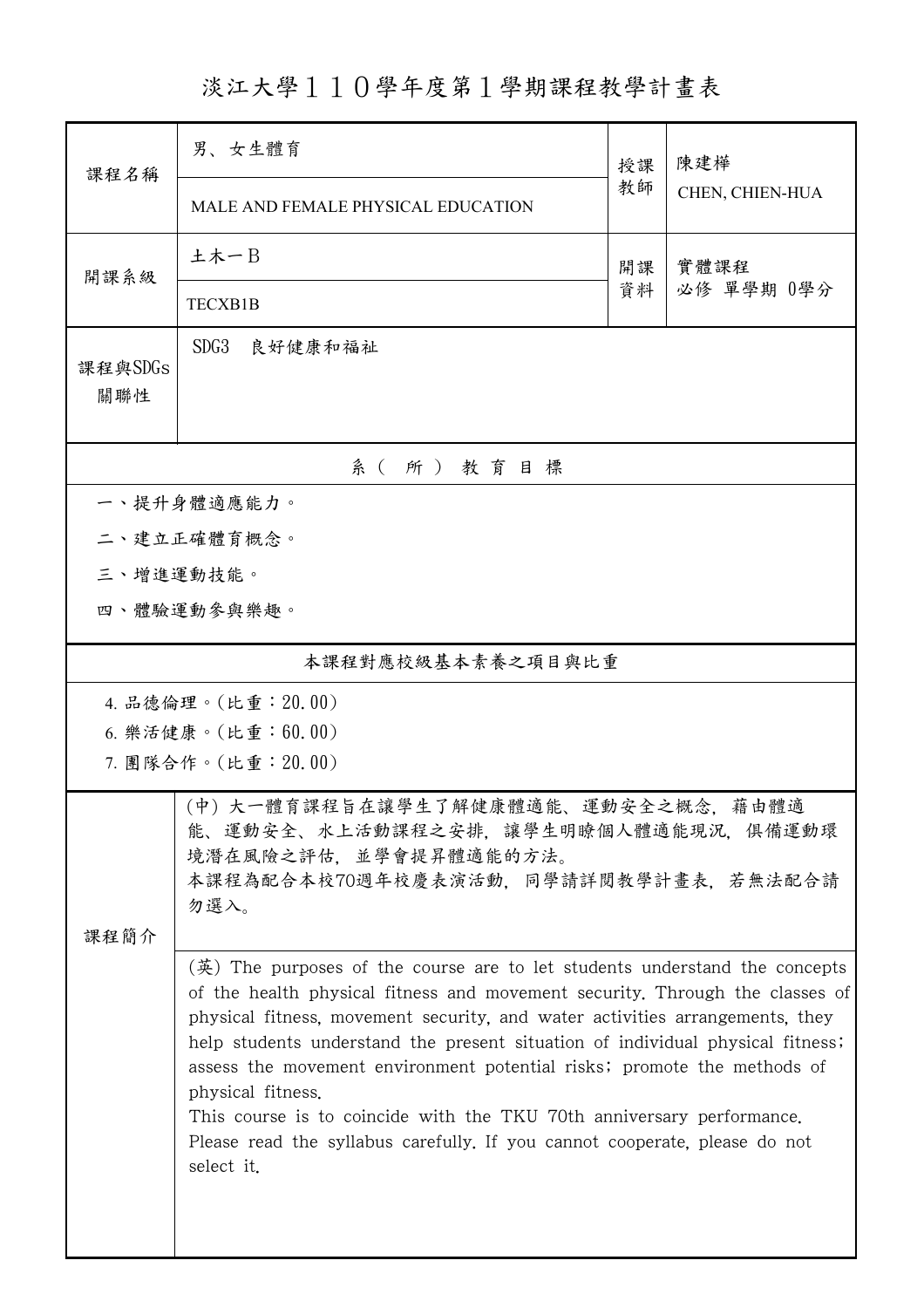# 淡江大學１１０學年度第１學期課程教學計畫表

| 課程名稱 | 男、女生體育 | 授課教師 | 陳建樺 |
| --- | --- | --- | --- |
| | MALE AND FEMALE PHYSICAL EDUCATION | | CHEN, CHIEN-HUA |
| 開課系級 | 土木一B | 開課資料 | 實體課程<br>必修 單學期 0學分 |
| | TECXB1B | | |
| 課程與SDGs關聯性 | SDG3　良好健康和福祉 | | |

## 系（所）教育目標

一、提升身體適應能力。

二、建立正確體育概念。

三、增進運動技能。

四、體驗運動參與樂趣。

## 本課程對應校級基本素養之項目與比重

4. 品德倫理。(比重：20.00)
6. 樂活健康。(比重：60.00)
7. 團隊合作。(比重：20.00)

## 課程簡介

(中) 大一體育課程旨在讓學生了解健康體適能、運動安全之概念，藉由體適能、運動安全、水上活動課程之安排，讓學生明瞭個人體適能現況，俱備運動環境潛在風險之評估，並學會提昇體適能的方法。
本課程為配合本校70週年校慶表演活動，同學請詳閱教學計畫表，若無法配合請勿選入。

(英) The purposes of the course are to let students understand the concepts of the health physical fitness and movement security. Through the classes of physical fitness, movement security, and water activities arrangements, they help students understand the present situation of individual physical fitness; assess the movement environment potential risks; promote the methods of physical fitness.
This course is to coincide with the TKU 70th anniversary performance. Please read the syllabus carefully. If you cannot cooperate, please do not select it.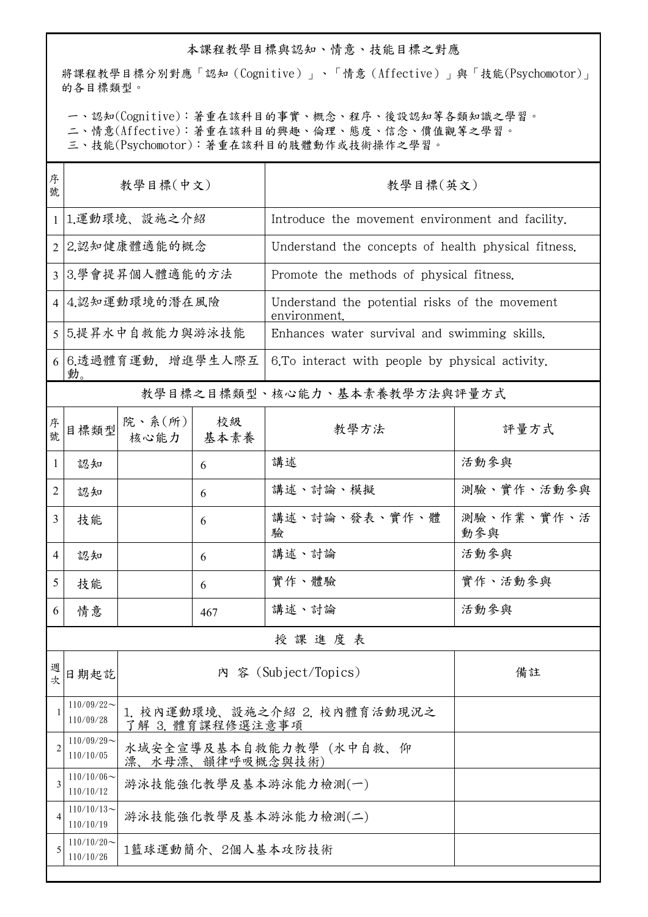## 本課程教學目標與認知、情意、技能目標之對應

將課程教學目標分別對應「認知（Cognitive）」、「情意（Affective）」與「技能(Psychomotor)」的各目標類型。

一、認知(Cognitive)：著重在該科目的事實、概念、程序、後設認知等各類知識之學習。
二、情意(Affective)：著重在該科目的興趣、倫理、態度、信念、價值觀等之學習。
三、技能(Psychomotor)：著重在該科目的肢體動作或技術操作之學習。

| 序號 | 教學目標(中文) | 教學目標(英文) |
|---|---|---|
| 1 | 1.運動環境、設施之介紹 | Introduce the movement environment and facility. |
| 2 | 2.認知健康體適能的概念 | Understand the concepts of health physical fitness. |
| 3 | 3.學會提昇個人體適能的方法 | Promote the methods of physical fitness. |
| 4 | 4.認知運動環境的潛在風險 | Understand the potential risks of the movement environment. |
| 5 | 5.提昇水中自救能力與游泳技能 | Enhances water survival and swimming skills. |
| 6 | 6.透過體育運動，增進學生人際互動。 | 6.To interact with people by physical activity. |

## 教學目標之目標類型、核心能力、基本素養教學方法與評量方式

| 序號 | 目標類型 | 院、系(所)核心能力 | 校級基本素養 | 教學方法 | 評量方式 |
|---|---|---|---|---|---|
| 1 | 認知 | | 6 | 講述 | 活動參與 |
| 2 | 認知 | | 6 | 講述、討論、模擬 | 測驗、實作、活動參與 |
| 3 | 技能 | | 6 | 講述、討論、發表、實作、體驗 | 測驗、作業、實作、活動參與 |
| 4 | 認知 | | 6 | 講述、討論 | 活動參與 |
| 5 | 技能 | | 6 | 實作、體驗 | 實作、活動參與 |
| 6 | 情意 | | 467 | 講述、討論 | 活動參與 |

## 授 課 進 度 表

| 週次 | 日期起訖 | 內 容 (Subject/Topics) | 備註 |
|---|---|---|---|
| 1 | 110/09/22～110/09/28 | 1. 校內運動環境、設施之介紹 2. 校內體育活動現況之了解 3. 體育課程修選注意事項 | |
| 2 | 110/09/29～110/10/05 | 水域安全宣導及基本自救能力教學 (水中自救、仰漂、水母漂、韻律呼吸概念與技術) | |
| 3 | 110/10/06～110/10/12 | 游泳技能強化教學及基本游泳能力檢測(一) | |
| 4 | 110/10/13～110/10/19 | 游泳技能強化教學及基本游泳能力檢測(二) | |
| 5 | 110/10/20～110/10/26 | 1籃球運動簡介、2個人基本攻防技術 | |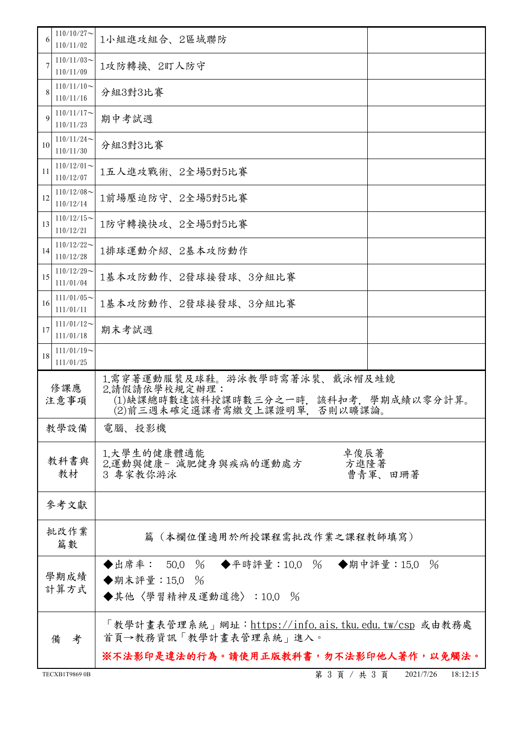| | | | |
|---|---|---|---|
| 6 | 110/10/27～<br>110/11/02 | 1小組進攻組合、2區域聯防 | |
| 7 | 110/11/03～<br>110/11/09 | 1攻防轉換、2盯人防守 | |
| 8 | 110/11/10～<br>110/11/16 | 分組3對3比賽 | |
| 9 | 110/11/17～<br>110/11/23 | 期中考試週 | |
| 10 | 110/11/24～<br>110/11/30 | 分組3對3比賽 | |
| 11 | 110/12/01～<br>110/12/07 | 1五人進攻戰術、2全場5對5比賽 | |
| 12 | 110/12/08～<br>110/12/14 | 1前場壓迫防守、2全場5對5比賽 | |
| 13 | 110/12/15～<br>110/12/21 | 1防守轉換快攻、2全場5對5比賽 | |
| 14 | 110/12/22～<br>110/12/28 | 1排球運動介紹、2基本攻防動作 | |
| 15 | 110/12/29～<br>111/01/04 | 1基本攻防動作、2發球接發球、3分組比賽 | |
| 16 | 111/01/05～<br>111/01/11 | 1基本攻防動作、2發球接發球、3分組比賽 | |
| 17 | 111/01/12～<br>111/01/18 | 期末考試週 | |
| 18 | 111/01/19～<br>111/01/25 | | |

| | |
|---|---|
| 修課應注意事項 | 1.需穿著運動服裝及球鞋。游泳教學時需著泳裝、戴泳帽及蛙鏡<br>2.請假請依學校規定辦理：<br>(1)缺課總時數達該科授課時數三分之一時，該科扣考，學期成績以零分計算。<br>(2)前三週未確定選課者需繳交上課證明單，否則以曠課論。 |
| 教學設備 | 電腦、投影機 |
| 教科書與教材 | 1.大學生的健康體適能　卓俊辰著<br>2.運動與健康－ 減肥健身與疾病的運動處方　方進隆著<br>3 專家教你游泳　曹青軍、田珊著 |
| 參考文獻 | |
| 批改作業篇數 | 篇（本欄位僅適用於所授課程需批改作業之課程教師填寫） |
| 學期成績計算方式 | ◆出席率：　50.0　%　◆平時評量：10.0　%　◆期中評量：15.0　%<br>◆期末評量：15.0　%<br>◆其他〈學習精神及運動道德〉：10.0　% |
| 備　考 | 「教學計畫表管理系統」網址：https://info.ais.tku.edu.tw/csp 或由教務處首頁→教務資訊「教學計畫表管理系統」進入。<br>**※不法影印是違法的行為。請使用正版教科書，勿不法影印他人著作，以免觸法。** |

TECXB1T9869 0B　2021/7/26　18:12:15